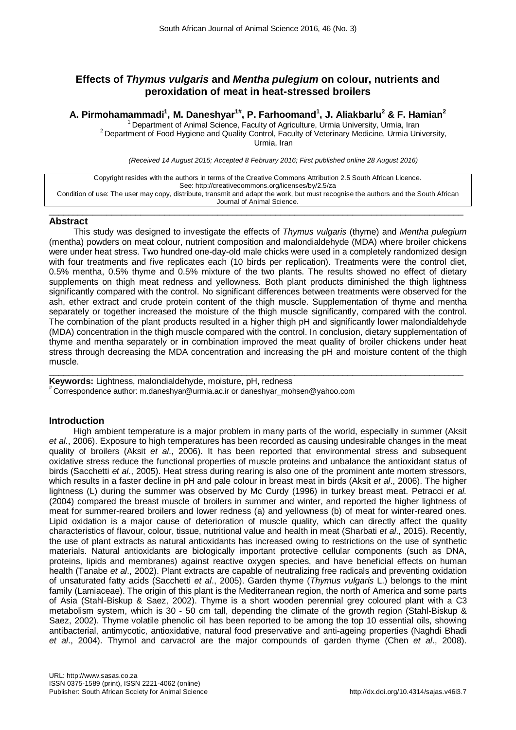# Effects of *Thymus vulgaris* and *Mentha pulegium* on colour, nutrients and peroxidation of meat in heat-stressed broilers

**A. Pirmohamammadi[1], M. Daneshyar[1#], P. Farhoomand[1], J. Aliakbarlu[2] & F. Hamian[2]**

[1] Department of Animal Science, Faculty of Agriculture, Urmia University, Urmia, Iran
[2] Department of Food Hygiene and Quality Control, Faculty of Veterinary Medicine, Urmia University, Urmia, Iran

*(Received 14 August 2015; Accepted 8 February 2016; First published online 28 August 2016)*

Copyright resides with the authors in terms of the Creative Commons Attribution 2.5 South African Licence.
See: http://creativecommons.org/licenses/by/2.5/za
Condition of use: The user may copy, distribute, transmit and adapt the work, but must recognise the authors and the South African Journal of Animal Science.

## Abstract

This study was designed to investigate the effects of *Thymus vulgaris* (thyme) and *Mentha pulegium* (mentha) powders on meat colour, nutrient composition and malondialdehyde (MDA) where broiler chickens were under heat stress. Two hundred one-day-old male chicks were used in a completely randomized design with four treatments and five replicates each (10 birds per replication). Treatments were the control diet, 0.5% mentha, 0.5% thyme and 0.5% mixture of the two plants. The results showed no effect of dietary supplements on thigh meat redness and yellowness. Both plant products diminished the thigh lightness significantly compared with the control. No significant differences between treatments were observed for the ash, ether extract and crude protein content of the thigh muscle. Supplementation of thyme and mentha separately or together increased the moisture of the thigh muscle significantly, compared with the control. The combination of the plant products resulted in a higher thigh pH and significantly lower malondialdehyde (MDA) concentration in the thigh muscle compared with the control. In conclusion, dietary supplementation of thyme and mentha separately or in combination improved the meat quality of broiler chickens under heat stress through decreasing the MDA concentration and increasing the pH and moisture content of the thigh muscle.

**Keywords:** Lightness, malondialdehyde, moisture, pH, redness

[#] Correspondence author: m.daneshyar@urmia.ac.ir or daneshyar_mohsen@yahoo.com

## Introduction

High ambient temperature is a major problem in many parts of the world, especially in summer (Aksit *et al*., 2006). Exposure to high temperatures has been recorded as causing undesirable changes in the meat quality of broilers (Aksit *et al*., 2006). It has been reported that environmental stress and subsequent oxidative stress reduce the functional properties of muscle proteins and unbalance the antioxidant status of birds (Sacchetti *et al*., 2005). Heat stress during rearing is also one of the prominent ante mortem stressors, which results in a faster decline in pH and pale colour in breast meat in birds (Aksit *et al*., 2006). The higher lightness (L) during the summer was observed by Mc Curdy (1996) in turkey breast meat. Petracci *et al.* (2004) compared the breast muscle of broilers in summer and winter, and reported the higher lightness of meat for summer-reared broilers and lower redness (a) and yellowness (b) of meat for winter-reared ones. Lipid oxidation is a major cause of deterioration of muscle quality, which can directly affect the quality characteristics of flavour, colour, tissue, nutritional value and health in meat (Sharbati *et al*., 2015). Recently, the use of plant extracts as natural antioxidants has increased owing to restrictions on the use of synthetic materials. Natural antioxidants are biologically important protective cellular components (such as DNA, proteins, lipids and membranes) against reactive oxygen species, and have beneficial effects on human health (Tanabe *et al*., 2002). Plant extracts are capable of neutralizing free radicals and preventing oxidation of unsaturated fatty acids (Sacchetti *et al*., 2005). Garden thyme (*Thymus vulgaris* L.) belongs to the mint family (Lamiaceae). The origin of this plant is the Mediterranean region, the north of America and some parts of Asia (Stahl-Biskup & Saez, 2002). Thyme is a short wooden perennial grey coloured plant with a C3 metabolism system, which is 30 - 50 cm tall, depending the climate of the growth region (Stahl-Biskup & Saez, 2002). Thyme volatile phenolic oil has been reported to be among the top 10 essential oils, showing antibacterial, antimycotic, antioxidative, natural food preservative and anti-ageing properties (Naghdi Bhadi *et al*., 2004). Thymol and carvacrol are the major compounds of garden thyme (Chen *et al*., 2008).

URL: http://www.sasas.co.za
ISSN 0375-1589 (print), ISSN 2221-4062 (online)
Publisher: South African Society for Animal Science
http://dx.doi.org/10.4314/sajas.v46i3.7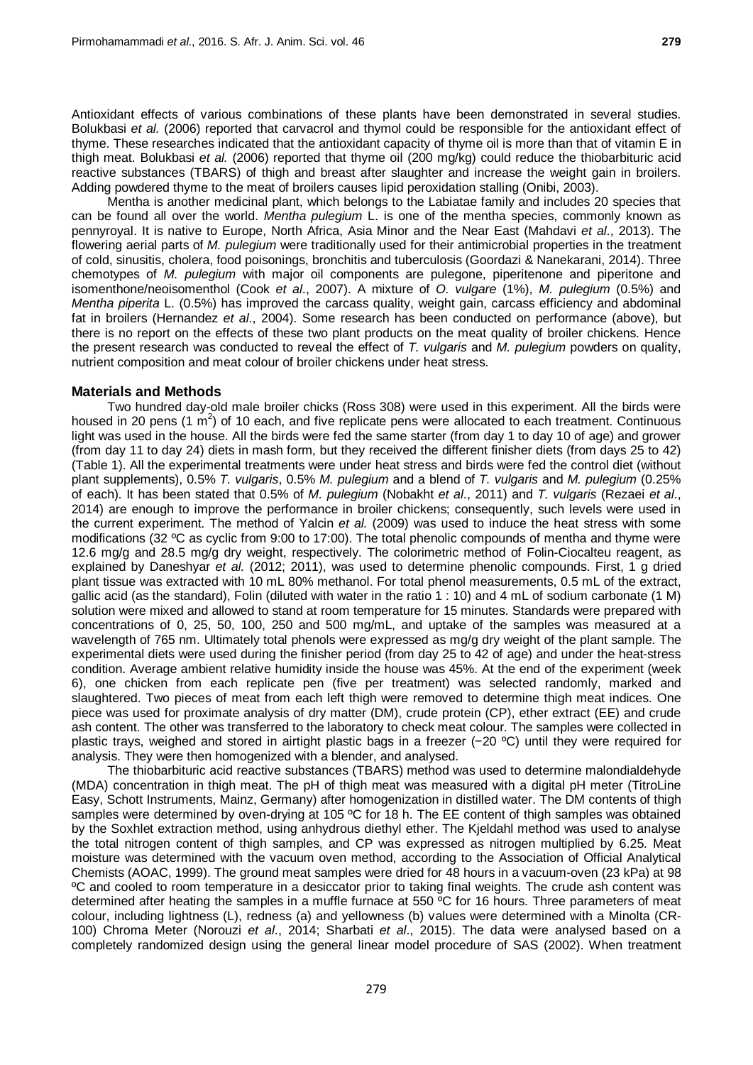Antioxidant effects of various combinations of these plants have been demonstrated in several studies. Bolukbasi *et al.* (2006) reported that carvacrol and thymol could be responsible for the antioxidant effect of thyme. These researches indicated that the antioxidant capacity of thyme oil is more than that of vitamin E in thigh meat. Bolukbasi *et al.* (2006) reported that thyme oil (200 mg/kg) could reduce the thiobarbituric acid reactive substances (TBARS) of thigh and breast after slaughter and increase the weight gain in broilers. Adding powdered thyme to the meat of broilers causes lipid peroxidation stalling (Onibi, 2003).

Mentha is another medicinal plant, which belongs to the Labiatae family and includes 20 species that can be found all over the world. *Mentha pulegium* L. is one of the mentha species, commonly known as pennyroyal. It is native to Europe, North Africa, Asia Minor and the Near East (Mahdavi *et al*., 2013). The flowering aerial parts of *M. pulegium* were traditionally used for their antimicrobial properties in the treatment of cold, sinusitis, cholera, food poisonings, bronchitis and tuberculosis (Goordazi & Nanekarani, 2014). Three chemotypes of *M. pulegium* with major oil components are pulegone, piperitenone and piperitone and isomenthone/neoisomenthol (Cook *et al*., 2007). A mixture of *O. vulgare* (1%), *M. pulegium* (0.5%) and *Mentha piperita* L. (0.5%) has improved the carcass quality, weight gain, carcass efficiency and abdominal fat in broilers (Hernandez *et al*., 2004). Some research has been conducted on performance (above), but there is no report on the effects of these two plant products on the meat quality of broiler chickens. Hence the present research was conducted to reveal the effect of *T. vulgaris* and *M. pulegium* powders on quality, nutrient composition and meat colour of broiler chickens under heat stress.

## Materials and Methods

Two hundred day-old male broiler chicks (Ross 308) were used in this experiment. All the birds were housed in 20 pens (1 $m^2$) of 10 each, and five replicate pens were allocated to each treatment. Continuous light was used in the house. All the birds were fed the same starter (from day 1 to day 10 of age) and grower (from day 11 to day 24) diets in mash form, but they received the different finisher diets (from days 25 to 42) (Table 1). All the experimental treatments were under heat stress and birds were fed the control diet (without plant supplements), 0.5% *T. vulgaris*, 0.5% *M. pulegium* and a blend of *T. vulgaris* and *M. pulegium* (0.25% of each). It has been stated that 0.5% of *M. pulegium* (Nobakht *et al*., 2011) and *T. vulgaris* (Rezaei *et al*., 2014) are enough to improve the performance in broiler chickens; consequently, such levels were used in the current experiment. The method of Yalcin *et al.* (2009) was used to induce the heat stress with some modifications (32 ºC as cyclic from 9:00 to 17:00). The total phenolic compounds of mentha and thyme were 12.6 mg/g and 28.5 mg/g dry weight, respectively. The colorimetric method of Folin-Ciocalteu reagent, as explained by Daneshyar *et al.* (2012; 2011), was used to determine phenolic compounds. First, 1 g dried plant tissue was extracted with 10 mL 80% methanol. For total phenol measurements, 0.5 mL of the extract, gallic acid (as the standard), Folin (diluted with water in the ratio 1 : 10) and 4 mL of sodium carbonate (1 M) solution were mixed and allowed to stand at room temperature for 15 minutes. Standards were prepared with concentrations of 0, 25, 50, 100, 250 and 500 mg/mL, and uptake of the samples was measured at a wavelength of 765 nm. Ultimately total phenols were expressed as mg/g dry weight of the plant sample. The experimental diets were used during the finisher period (from day 25 to 42 of age) and under the heat-stress condition. Average ambient relative humidity inside the house was 45%. At the end of the experiment (week 6), one chicken from each replicate pen (five per treatment) was selected randomly, marked and slaughtered. Two pieces of meat from each left thigh were removed to determine thigh meat indices. One piece was used for proximate analysis of dry matter (DM), crude protein (CP), ether extract (EE) and crude ash content. The other was transferred to the laboratory to check meat colour. The samples were collected in plastic trays, weighed and stored in airtight plastic bags in a freezer (−20 ºC) until they were required for analysis. They were then homogenized with a blender, and analysed.

The thiobarbituric acid reactive substances (TBARS) method was used to determine malondialdehyde (MDA) concentration in thigh meat. The pH of thigh meat was measured with a digital pH meter (TitroLine Easy, Schott Instruments, Mainz, Germany) after homogenization in distilled water. The DM contents of thigh samples were determined by oven-drying at 105 ºC for 18 h. The EE content of thigh samples was obtained by the Soxhlet extraction method, using anhydrous diethyl ether. The Kjeldahl method was used to analyse the total nitrogen content of thigh samples, and CP was expressed as nitrogen multiplied by 6.25. Meat moisture was determined with the vacuum oven method, according to the Association of Official Analytical Chemists (AOAC, 1999). The ground meat samples were dried for 48 hours in a vacuum-oven (23 kPa) at 98 ºC and cooled to room temperature in a desiccator prior to taking final weights. The crude ash content was determined after heating the samples in a muffle furnace at 550 ºC for 16 hours. Three parameters of meat colour, including lightness (L), redness (a) and yellowness (b) values were determined with a Minolta (CR-100) Chroma Meter (Norouzi *et al*., 2014; Sharbati *et al*., 2015). The data were analysed based on a completely randomized design using the general linear model procedure of SAS (2002). When treatment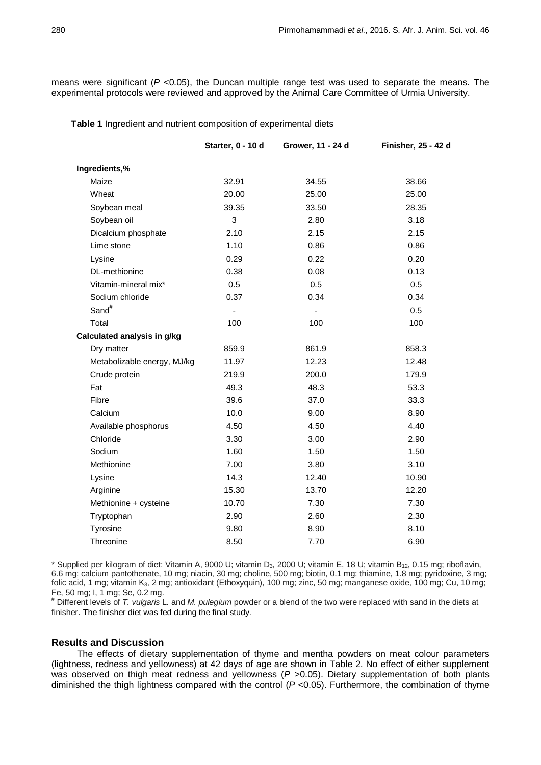means were significant (*P* <0.05), the Duncan multiple range test was used to separate the means. The experimental protocols were reviewed and approved by the Animal Care Committee of Urmia University.

**Table 1** Ingredient and nutrient **c**omposition of experimental diets

| | Starter, 0 - 10 d | Grower, 11 - 24 d | Finisher, 25 - 42 d |
|---|---|---|---|
| **Ingredients,%** | | | |
| Maize | 32.91 | 34.55 | 38.66 |
| Wheat | 20.00 | 25.00 | 25.00 |
| Soybean meal | 39.35 | 33.50 | 28.35 |
| Soybean oil | 3 | 2.80 | 3.18 |
| Dicalcium phosphate | 2.10 | 2.15 | 2.15 |
| Lime stone | 1.10 | 0.86 | 0.86 |
| Lysine | 0.29 | 0.22 | 0.20 |
| DL-methionine | 0.38 | 0.08 | 0.13 |
| Vitamin-mineral mix* | 0.5 | 0.5 | 0.5 |
| Sodium chloride | 0.37 | 0.34 | 0.34 |
| Sand[#] | - | - | 0.5 |
| Total | 100 | 100 | 100 |
| **Calculated analysis in g/kg** | | | |
| Dry matter | 859.9 | 861.9 | 858.3 |
| Metabolizable energy, MJ/kg | 11.97 | 12.23 | 12.48 |
| Crude protein | 219.9 | 200.0 | 179.9 |
| Fat | 49.3 | 48.3 | 53.3 |
| Fibre | 39.6 | 37.0 | 33.3 |
| Calcium | 10.0 | 9.00 | 8.90 |
| Available phosphorus | 4.50 | 4.50 | 4.40 |
| Chloride | 3.30 | 3.00 | 2.90 |
| Sodium | 1.60 | 1.50 | 1.50 |
| Methionine | 7.00 | 3.80 | 3.10 |
| Lysine | 14.3 | 12.40 | 10.90 |
| Arginine | 15.30 | 13.70 | 12.20 |
| Methionine + cysteine | 10.70 | 7.30 | 7.30 |
| Tryptophan | 2.90 | 2.60 | 2.30 |
| Tyrosine | 9.80 | 8.90 | 8.10 |
| Threonine | 8.50 | 7.70 | 6.90 |

\* Supplied per kilogram of diet: Vitamin A, 9000 U; vitamin $D_3$, 2000 U; vitamin E, 18 U; vitamin $B_{12}$, 0.15 mg; riboflavin, 6.6 mg; calcium pantothenate, 10 mg; niacin, 30 mg; choline, 500 mg; biotin, 0.1 mg; thiamine, 1.8 mg; pyridoxine, 3 mg; folic acid, 1 mg; vitamin $K_3$, 2 mg; antioxidant (Ethoxyquin), 100 mg; zinc, 50 mg; manganese oxide, 100 mg; Cu, 10 mg; Fe, 50 mg; I, 1 mg; Se, 0.2 mg.

[#] Different levels of *T. vulgaris* L. and *M. pulegium* powder or a blend of the two were replaced with sand in the diets at finisher. The finisher diet was fed during the final study.

## Results and Discussion

The effects of dietary supplementation of thyme and mentha powders on meat colour parameters (lightness, redness and yellowness) at 42 days of age are shown in Table 2. No effect of either supplement was observed on thigh meat redness and yellowness (*P* >0.05). Dietary supplementation of both plants diminished the thigh lightness compared with the control (*P* <0.05). Furthermore, the combination of thyme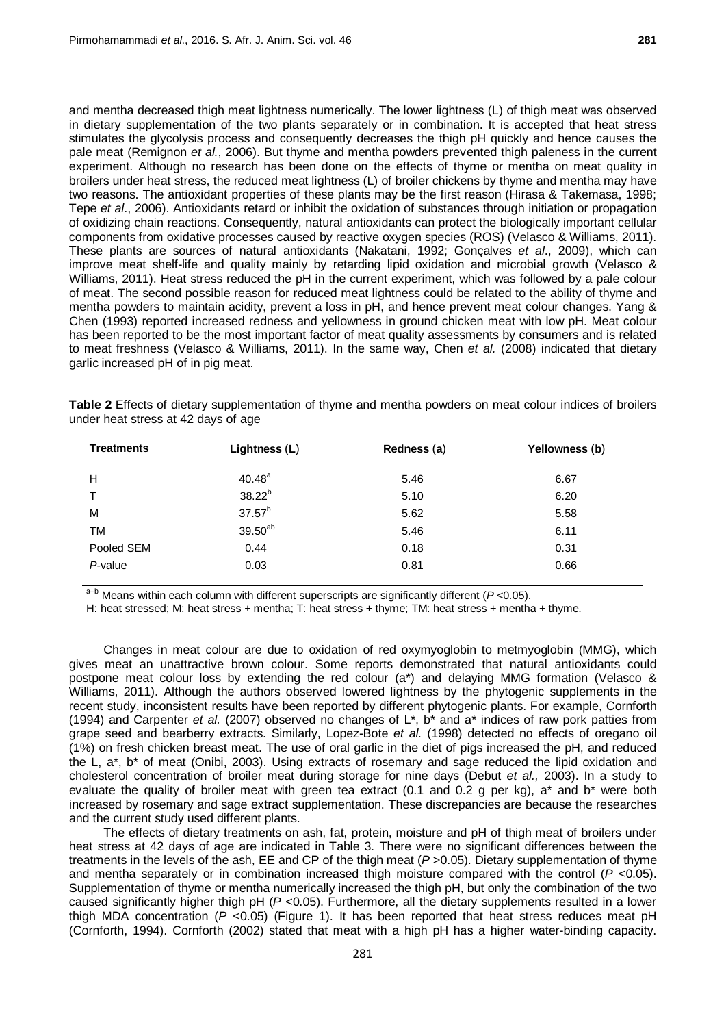and mentha decreased thigh meat lightness numerically. The lower lightness (L) of thigh meat was observed in dietary supplementation of the two plants separately or in combination. It is accepted that heat stress stimulates the glycolysis process and consequently decreases the thigh pH quickly and hence causes the pale meat (Remignon *et al.*, 2006). But thyme and mentha powders prevented thigh paleness in the current experiment. Although no research has been done on the effects of thyme or mentha on meat quality in broilers under heat stress, the reduced meat lightness (L) of broiler chickens by thyme and mentha may have two reasons. The antioxidant properties of these plants may be the first reason (Hirasa & Takemasa, 1998; Tepe *et al*., 2006). Antioxidants retard or inhibit the oxidation of substances through initiation or propagation of oxidizing chain reactions. Consequently, natural antioxidants can protect the biologically important cellular components from oxidative processes caused by reactive oxygen species (ROS) (Velasco & Williams, 2011). These plants are sources of natural antioxidants (Nakatani, 1992; Gonçalves *et al*., 2009), which can improve meat shelf-life and quality mainly by retarding lipid oxidation and microbial growth (Velasco & Williams, 2011). Heat stress reduced the pH in the current experiment, which was followed by a pale colour of meat. The second possible reason for reduced meat lightness could be related to the ability of thyme and mentha powders to maintain acidity, prevent a loss in pH, and hence prevent meat colour changes. Yang & Chen (1993) reported increased redness and yellowness in ground chicken meat with low pH. Meat colour has been reported to be the most important factor of meat quality assessments by consumers and is related to meat freshness (Velasco & Williams, 2011). In the same way, Chen *et al.* (2008) indicated that dietary garlic increased pH of in pig meat.

**Table 2** Effects of dietary supplementation of thyme and mentha powders on meat colour indices of broilers under heat stress at 42 days of age

| Treatments | Lightness (L) | Redness (a) | Yellowness (b) |
|---|---|---|---|
| H | $40.48^{a}$ | 5.46 | 6.67 |
| T | $38.22^{b}$ | 5.10 | 6.20 |
| M | $37.57^{b}$ | 5.62 | 5.58 |
| TM | $39.50^{ab}$ | 5.46 | 6.11 |
| Pooled SEM | 0.44 | 0.18 | 0.31 |
| *P*-value | 0.03 | 0.81 | 0.66 |

$^{a\text{–}b}$ Means within each column with different superscripts are significantly different ($P < 0.05$).

H: heat stressed; M: heat stress + mentha; T: heat stress + thyme; TM: heat stress + mentha + thyme.

Changes in meat colour are due to oxidation of red oxymyoglobin to metmyoglobin (MMG), which gives meat an unattractive brown colour. Some reports demonstrated that natural antioxidants could postpone meat colour loss by extending the red colour (a*) and delaying MMG formation (Velasco & Williams, 2011). Although the authors observed lowered lightness by the phytogenic supplements in the recent study, inconsistent results have been reported by different phytogenic plants. For example, Cornforth (1994) and Carpenter *et al.* (2007) observed no changes of L*, b* and a* indices of raw pork patties from grape seed and bearberry extracts. Similarly, Lopez-Bote *et al.* (1998) detected no effects of oregano oil (1%) on fresh chicken breast meat. The use of oral garlic in the diet of pigs increased the pH, and reduced the L, a*, b* of meat (Onibi, 2003). Using extracts of rosemary and sage reduced the lipid oxidation and cholesterol concentration of broiler meat during storage for nine days (Debut *et al.,* 2003). In a study to evaluate the quality of broiler meat with green tea extract (0.1 and 0.2 g per kg), a* and b* were both increased by rosemary and sage extract supplementation. These discrepancies are because the researches and the current study used different plants.

The effects of dietary treatments on ash, fat, protein, moisture and pH of thigh meat of broilers under heat stress at 42 days of age are indicated in Table 3. There were no significant differences between the treatments in the levels of the ash, EE and CP of the thigh meat ($P > 0.05$). Dietary supplementation of thyme and mentha separately or in combination increased thigh moisture compared with the control ($P < 0.05$). Supplementation of thyme or mentha numerically increased the thigh pH, but only the combination of the two caused significantly higher thigh pH ($P < 0.05$). Furthermore, all the dietary supplements resulted in a lower thigh MDA concentration ($P < 0.05$) (Figure 1). It has been reported that heat stress reduces meat pH (Cornforth, 1994). Cornforth (2002) stated that meat with a high pH has a higher water-binding capacity.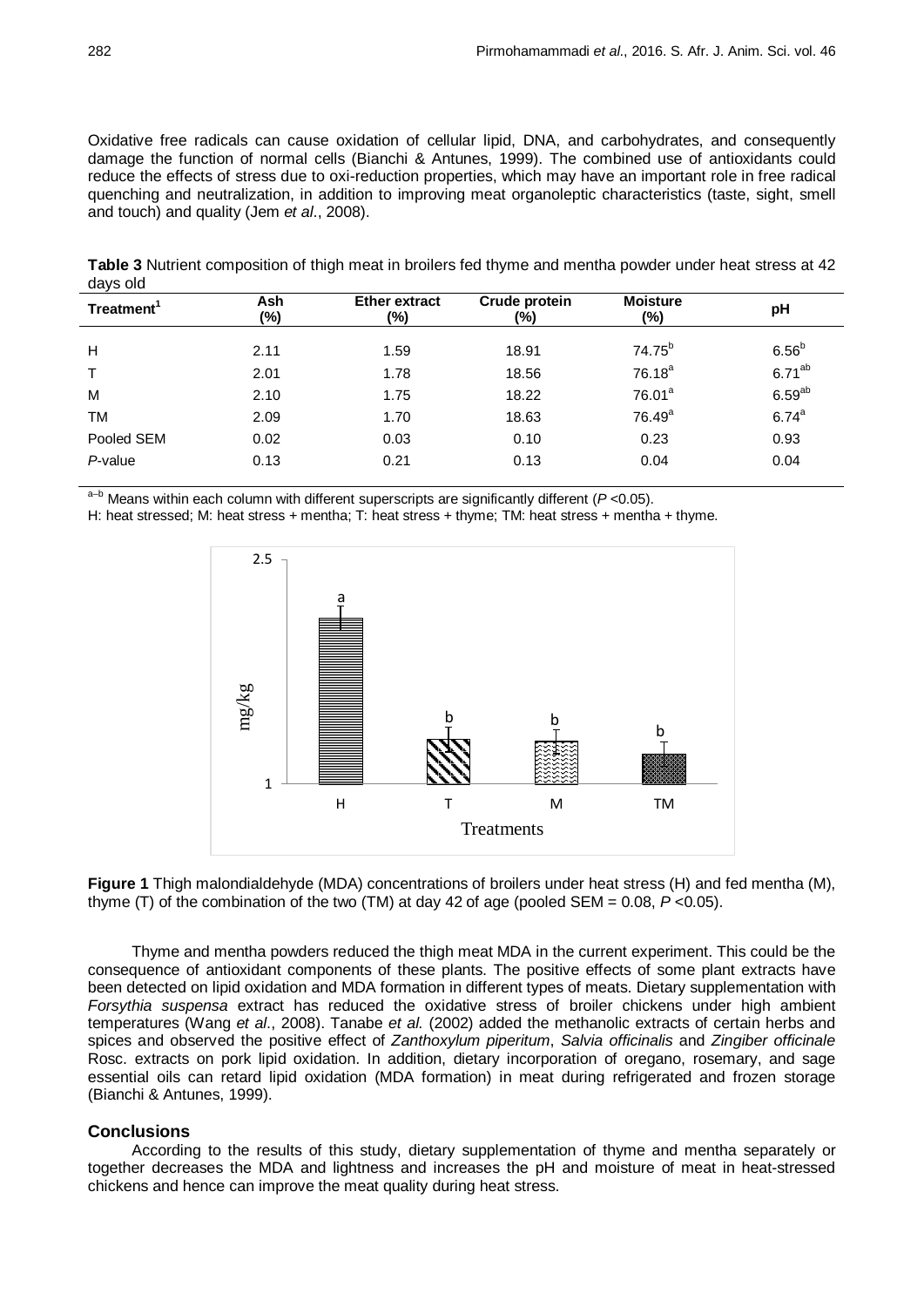Oxidative free radicals can cause oxidation of cellular lipid, DNA, and carbohydrates, and consequently damage the function of normal cells (Bianchi & Antunes, 1999). The combined use of antioxidants could reduce the effects of stress due to oxi-reduction properties, which may have an important role in free radical quenching and neutralization, in addition to improving meat organoleptic characteristics (taste, sight, smell and touch) and quality (Jem *et al*., 2008).

**Table 3** Nutrient composition of thigh meat in broilers fed thyme and mentha powder under heat stress at 42 days old

| Treatment[1] | Ash (%) | Ether extract (%) | Crude protein (%) | Moisture (%) | pH |
|---|---|---|---|---|---|
| H | 2.11 | 1.59 | 18.91 | 74.75[b] | 6.56[b] |
| T | 2.01 | 1.78 | 18.56 | 76.18[a] | 6.71[ab] |
| M | 2.10 | 1.75 | 18.22 | 76.01[a] | 6.59[ab] |
| TM | 2.09 | 1.70 | 18.63 | 76.49[a] | 6.74[a] |
| Pooled SEM | 0.02 | 0.03 | 0.10 | 0.23 | 0.93 |
| *P*-value | 0.13 | 0.21 | 0.13 | 0.04 | 0.04 |

[a–b] Means within each column with different superscripts are significantly different ($P$ <0.05).
H: heat stressed; M: heat stress + mentha; T: heat stress + thyme; TM: heat stress + mentha + thyme.

**Figure 1** Thigh malondialdehyde (MDA) concentrations of broilers under heat stress (H) and fed mentha (M), thyme (T) of the combination of the two (TM) at day 42 of age (pooled SEM = 0.08, $P$ <0.05).

Thyme and mentha powders reduced the thigh meat MDA in the current experiment. This could be the consequence of antioxidant components of these plants. The positive effects of some plant extracts have been detected on lipid oxidation and MDA formation in different types of meats. Dietary supplementation with *Forsythia suspensa* extract has reduced the oxidative stress of broiler chickens under high ambient temperatures (Wang *et al*., 2008). Tanabe *et al.* (2002) added the methanolic extracts of certain herbs and spices and observed the positive effect of *Zanthoxylum piperitum*, *Salvia officinalis* and *Zingiber officinale* Rosc. extracts on pork lipid oxidation. In addition, dietary incorporation of oregano, rosemary, and sage essential oils can retard lipid oxidation (MDA formation) in meat during refrigerated and frozen storage (Bianchi & Antunes, 1999).

## Conclusions

According to the results of this study, dietary supplementation of thyme and mentha separately or together decreases the MDA and lightness and increases the pH and moisture of meat in heat-stressed chickens and hence can improve the meat quality during heat stress.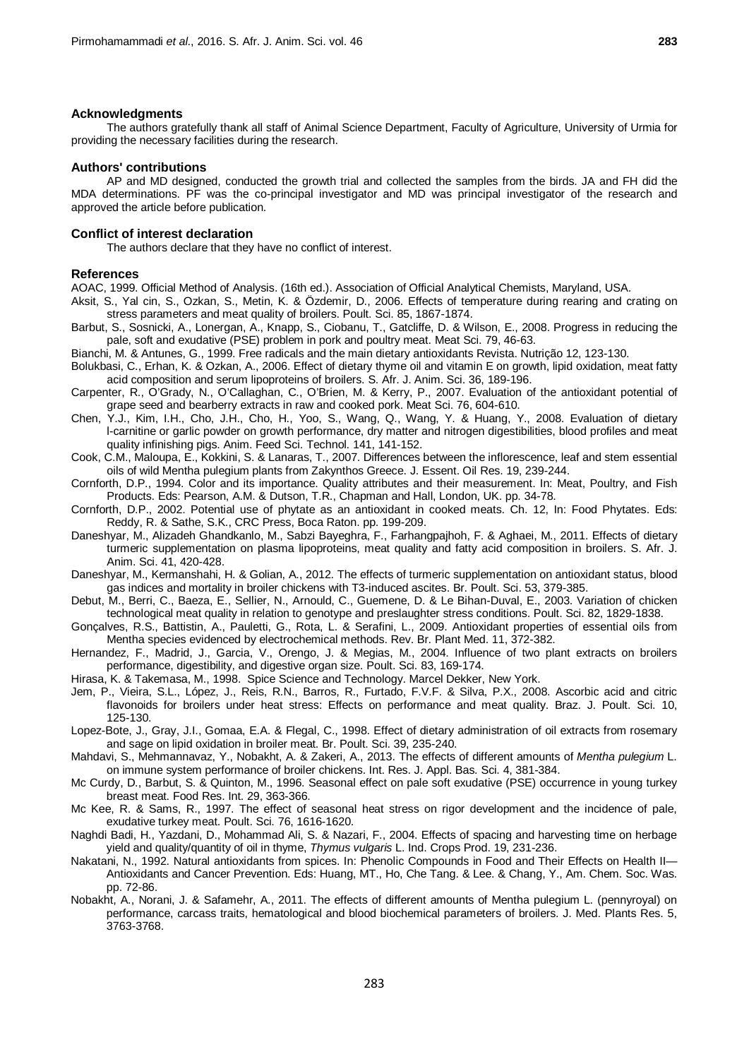## Acknowledgments

The authors gratefully thank all staff of Animal Science Department, Faculty of Agriculture, University of Urmia for providing the necessary facilities during the research.

## Authors' contributions

AP and MD designed, conducted the growth trial and collected the samples from the birds. JA and FH did the MDA determinations. PF was the co-principal investigator and MD was principal investigator of the research and approved the article before publication.

## Conflict of interest declaration

The authors declare that they have no conflict of interest.

## References

AOAC, 1999. Official Method of Analysis. (16th ed.). Association of Official Analytical Chemists, Maryland, USA.

Aksit, S., Yal cin, S., Ozkan, S., Metin, K. & Özdemir, D., 2006. Effects of temperature during rearing and crating on stress parameters and meat quality of broilers. Poult. Sci. 85, 1867-1874.

Barbut, S., Sosnicki, A., Lonergan, A., Knapp, S., Ciobanu, T., Gatcliffe, D. & Wilson, E., 2008. Progress in reducing the pale, soft and exudative (PSE) problem in pork and poultry meat. Meat Sci. 79, 46-63.

Bianchi, M. & Antunes, G., 1999. Free radicals and the main dietary antioxidants Revista. Nutrição 12, 123-130.

Bolukbasi, C., Erhan, K. & Ozkan, A., 2006. Effect of dietary thyme oil and vitamin E on growth, lipid oxidation, meat fatty acid composition and serum lipoproteins of broilers. S. Afr. J. Anim. Sci. 36, 189-196.

Carpenter, R., O'Grady, N., O'Callaghan, C., O'Brien, M. & Kerry, P., 2007. Evaluation of the antioxidant potential of grape seed and bearberry extracts in raw and cooked pork. Meat Sci. 76, 604-610.

Chen, Y.J., Kim, I.H., Cho, J.H., Cho, H., Yoo, S., Wang, Q., Wang, Y. & Huang, Y., 2008. Evaluation of dietary l-carnitine or garlic powder on growth performance, dry matter and nitrogen digestibilities, blood profiles and meat quality infinishing pigs. Anim. Feed Sci. Technol. 141, 141-152.

Cook, C.M., Maloupa, E., Kokkini, S. & Lanaras, T., 2007. Differences between the inflorescence, leaf and stem essential oils of wild Mentha pulegium plants from Zakynthos Greece. J. Essent. Oil Res. 19, 239-244.

Cornforth, D.P., 1994. Color and its importance. Quality attributes and their measurement. In: Meat, Poultry, and Fish Products. Eds: Pearson, A.M. & Dutson, T.R., Chapman and Hall, London, UK. pp. 34-78.

Cornforth, D.P., 2002. Potential use of phytate as an antioxidant in cooked meats. Ch. 12, In: Food Phytates. Eds: Reddy, R. & Sathe, S.K., CRC Press, Boca Raton. pp. 199-209.

Daneshyar, M., Alizadeh Ghandkanlo, M., Sabzi Bayeghra, F., Farhangpajhoh, F. & Aghaei, M., 2011. Effects of dietary turmeric supplementation on plasma lipoproteins, meat quality and fatty acid composition in broilers. S. Afr. J. Anim. Sci. 41, 420-428.

Daneshyar, M., Kermanshahi, H. & Golian, A., 2012. The effects of turmeric supplementation on antioxidant status, blood gas indices and mortality in broiler chickens with T3-induced ascites. Br. Poult. Sci. 53, 379-385.

Debut, M., Berri, C., Baeza, E., Sellier, N., Arnould, C., Guemene, D. & Le Bihan-Duval, E., 2003. Variation of chicken technological meat quality in relation to genotype and preslaughter stress conditions. Poult. Sci. 82, 1829-1838.

Gonçalves, R.S., Battistin, A., Pauletti, G., Rota, L. & Serafini, L., 2009. Antioxidant properties of essential oils from Mentha species evidenced by electrochemical methods. Rev. Br. Plant Med. 11, 372-382.

Hernandez, F., Madrid, J., Garcia, V., Orengo, J. & Megias, M., 2004. Influence of two plant extracts on broilers performance, digestibility, and digestive organ size. Poult. Sci. 83, 169-174.

Hirasa, K. & Takemasa, M., 1998. Spice Science and Technology. Marcel Dekker, New York.

Jem, P., Vieira, S.L., López, J., Reis, R.N., Barros, R., Furtado, F.V.F. & Silva, P.X., 2008. Ascorbic acid and citric flavonoids for broilers under heat stress: Effects on performance and meat quality. Braz. J. Poult. Sci. 10, 125-130.

Lopez-Bote, J., Gray, J.I., Gomaa, E.A. & Flegal, C., 1998. Effect of dietary administration of oil extracts from rosemary and sage on lipid oxidation in broiler meat. Br. Poult. Sci. 39, 235-240.

Mahdavi, S., Mehmannavaz, Y., Nobakht, A. & Zakeri, A., 2013. The effects of different amounts of *Mentha pulegium* L. on immune system performance of broiler chickens. Int. Res. J. Appl. Bas. Sci. 4, 381-384.

Mc Curdy, D., Barbut, S. & Quinton, M., 1996. Seasonal effect on pale soft exudative (PSE) occurrence in young turkey breast meat. Food Res. Int. 29, 363-366.

Mc Kee, R. & Sams, R., 1997. The effect of seasonal heat stress on rigor development and the incidence of pale, exudative turkey meat. Poult. Sci. 76, 1616-1620.

Naghdi Badi, H., Yazdani, D., Mohammad Ali, S. & Nazari, F., 2004. Effects of spacing and harvesting time on herbage yield and quality/quantity of oil in thyme, *Thymus vulgaris* L. Ind. Crops Prod. 19, 231-236.

Nakatani, N., 1992. Natural antioxidants from spices. In: Phenolic Compounds in Food and Their Effects on Health II—Antioxidants and Cancer Prevention. Eds: Huang, MT., Ho, Che Tang. & Lee. & Chang, Y., Am. Chem. Soc. Was. pp. 72-86.

Nobakht, A., Norani, J. & Safamehr, A., 2011. The effects of different amounts of Mentha pulegium L. (pennyroyal) on performance, carcass traits, hematological and blood biochemical parameters of broilers. J. Med. Plants Res. 5, 3763-3768.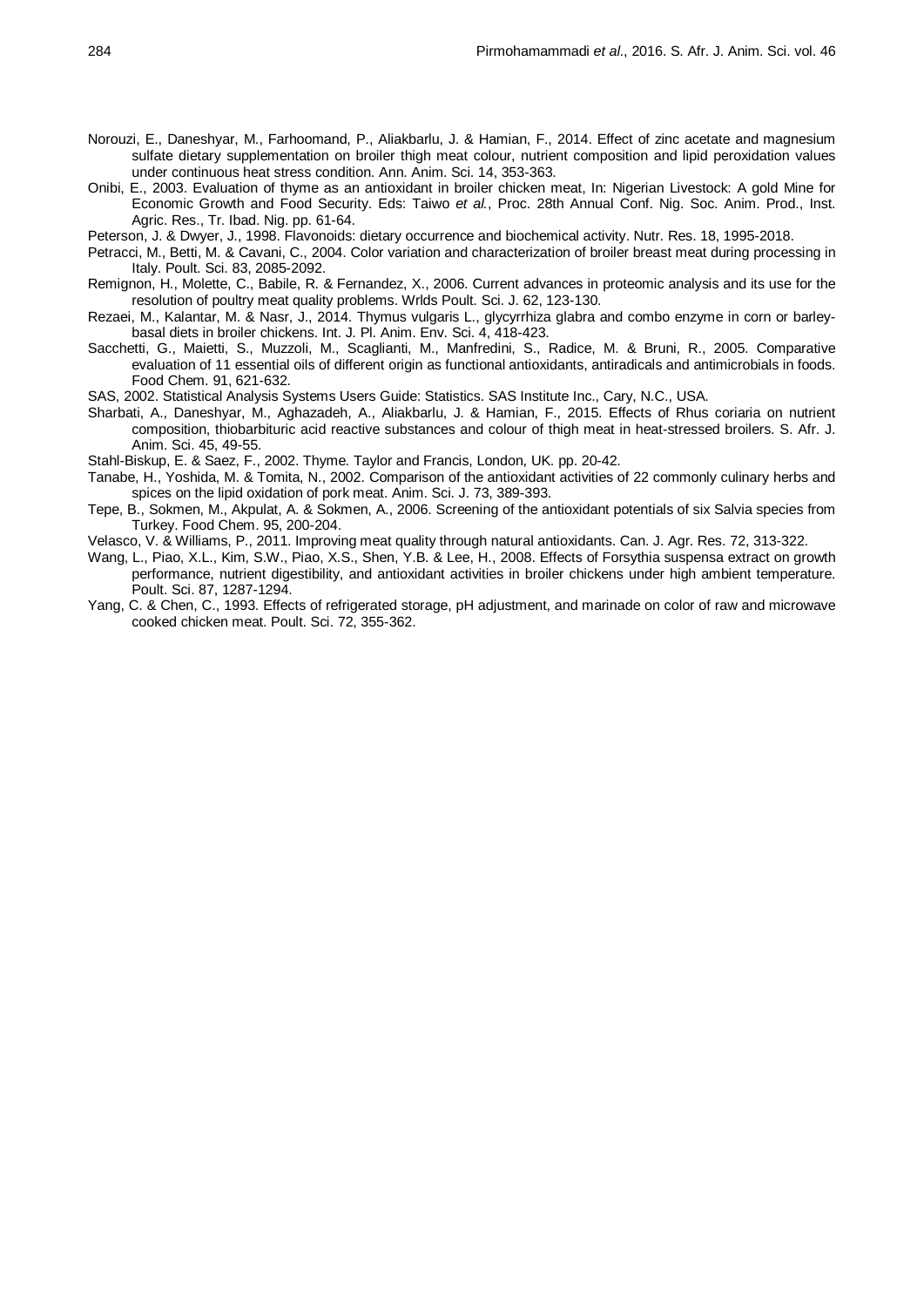Norouzi, E., Daneshyar, M., Farhoomand, P., Aliakbarlu, J. & Hamian, F., 2014. Effect of zinc acetate and magnesium sulfate dietary supplementation on broiler thigh meat colour, nutrient composition and lipid peroxidation values under continuous heat stress condition. Ann. Anim. Sci. 14, 353-363.

Onibi, E., 2003. Evaluation of thyme as an antioxidant in broiler chicken meat, In: Nigerian Livestock: A gold Mine for Economic Growth and Food Security. Eds: Taiwo *et al.*, Proc. 28th Annual Conf. Nig. Soc. Anim. Prod., Inst. Agric. Res., Tr. Ibad. Nig. pp. 61-64.

Peterson, J. & Dwyer, J., 1998. Flavonoids: dietary occurrence and biochemical activity. Nutr. Res. 18, 1995-2018.

Petracci, M., Betti, M. & Cavani, C., 2004. Color variation and characterization of broiler breast meat during processing in Italy. Poult. Sci. 83, 2085-2092.

Remignon, H., Molette, C., Babile, R. & Fernandez, X., 2006. Current advances in proteomic analysis and its use for the resolution of poultry meat quality problems. Wrlds Poult. Sci. J. 62, 123-130.

Rezaei, M., Kalantar, M. & Nasr, J., 2014. Thymus vulgaris L., glycyrrhiza glabra and combo enzyme in corn or barley-basal diets in broiler chickens. Int. J. Pl. Anim. Env. Sci. 4, 418-423.

Sacchetti, G., Maietti, S., Muzzoli, M., Scaglianti, M., Manfredini, S., Radice, M. & Bruni, R., 2005. Comparative evaluation of 11 essential oils of different origin as functional antioxidants, antiradicals and antimicrobials in foods. Food Chem. 91, 621-632.

SAS, 2002. Statistical Analysis Systems Users Guide: Statistics. SAS Institute Inc., Cary, N.C., USA.

Sharbati, A., Daneshyar, M., Aghazadeh, A., Aliakbarlu, J. & Hamian, F., 2015. Effects of Rhus coriaria on nutrient composition, thiobarbituric acid reactive substances and colour of thigh meat in heat-stressed broilers. S. Afr. J. Anim. Sci. 45, 49-55.

Stahl-Biskup, E. & Saez, F., 2002. Thyme. Taylor and Francis, London, UK. pp. 20-42.

Tanabe, H., Yoshida, M. & Tomita, N., 2002. Comparison of the antioxidant activities of 22 commonly culinary herbs and spices on the lipid oxidation of pork meat. Anim. Sci. J. 73, 389-393.

Tepe, B., Sokmen, M., Akpulat, A. & Sokmen, A., 2006. Screening of the antioxidant potentials of six Salvia species from Turkey. Food Chem. 95, 200-204.

Velasco, V. & Williams, P., 2011. Improving meat quality through natural antioxidants. Can. J. Agr. Res. 72, 313-322.

Wang, L., Piao, X.L., Kim, S.W., Piao, X.S., Shen, Y.B. & Lee, H., 2008. Effects of Forsythia suspensa extract on growth performance, nutrient digestibility, and antioxidant activities in broiler chickens under high ambient temperature. Poult. Sci. 87, 1287-1294.

Yang, C. & Chen, C., 1993. Effects of refrigerated storage, pH adjustment, and marinade on color of raw and microwave cooked chicken meat. Poult. Sci. 72, 355-362.